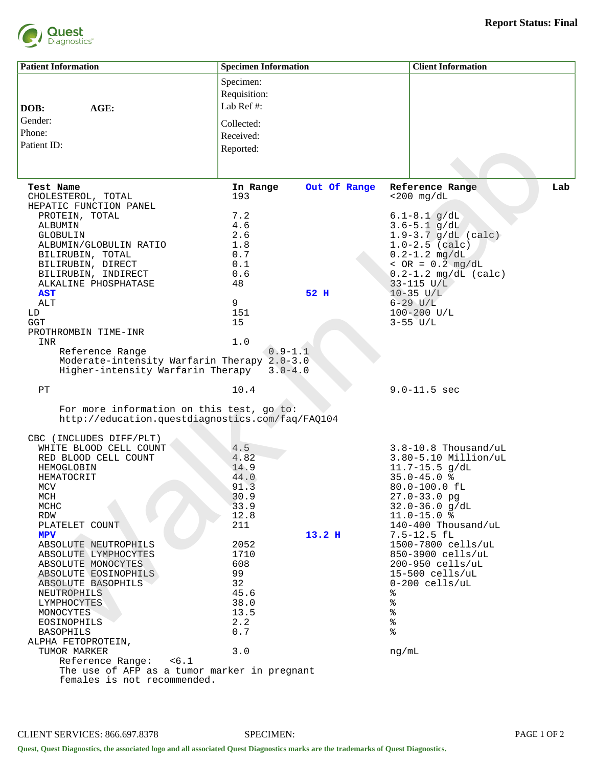Quest Diagnostics

**Report Status: Final**

| Patient Information | Specimen Information | Client Information |
|---|---|---|
| **DOB:** **AGE:** | Specimen: | |
| Gender: | Requisition: | |
| Phone: | Lab Ref #: | |
| Patient ID: | Collected: | |
| | Received: | |
| | Reported: | |

| Test Name | In Range | Out Of Range | Reference Range | Lab |
|---|---|---|---|---|
| CHOLESTEROL, TOTAL | 193 | | <200 mg/dL | |
| HEPATIC FUNCTION PANEL | | | | |
| PROTEIN, TOTAL | 7.2 | | 6.1-8.1 g/dL | |
| ALBUMIN | 4.6 | | 3.6-5.1 g/dL | |
| GLOBULIN | 2.6 | | 1.9-3.7 g/dL (calc) | |
| ALBUMIN/GLOBULIN RATIO | 1.8 | | 1.0-2.5 (calc) | |
| BILIRUBIN, TOTAL | 0.7 | | 0.2-1.2 mg/dL | |
| BILIRUBIN, DIRECT | 0.1 | | < OR = 0.2 mg/dL | |
| BILIRUBIN, INDIRECT | 0.6 | | 0.2-1.2 mg/dL (calc) | |
| ALKALINE PHOSPHATASE | 48 | | 33-115 U/L | |
| **AST** | | **52 H** | 10-35 U/L | |
| ALT | 9 | | 6-29 U/L | |
| LD | 151 | | 100-200 U/L | |
| GGT | 15 | | 3-55 U/L | |
| PROTHROMBIN TIME-INR | | | | |
| INR | 1.0 | | | |
| PT | 10.4 | | 9.0-11.5 sec | |
| CBC (INCLUDES DIFF/PLT) | | | | |
| WHITE BLOOD CELL COUNT | 4.5 | | 3.8-10.8 Thousand/uL | |
| RED BLOOD CELL COUNT | 4.82 | | 3.80-5.10 Million/uL | |
| HEMOGLOBIN | 14.9 | | 11.7-15.5 g/dL | |
| HEMATOCRIT | 44.0 | | 35.0-45.0 % | |
| MCV | 91.3 | | 80.0-100.0 fL | |
| MCH | 30.9 | | 27.0-33.0 pg | |
| MCHC | 33.9 | | 32.0-36.0 g/dL | |
| RDW | 12.8 | | 11.0-15.0 % | |
| PLATELET COUNT | 211 | | 140-400 Thousand/uL | |
| **MPV** | | **13.2 H** | 7.5-12.5 fL | |
| ABSOLUTE NEUTROPHILS | 2052 | | 1500-7800 cells/uL | |
| ABSOLUTE LYMPHOCYTES | 1710 | | 850-3900 cells/uL | |
| ABSOLUTE MONOCYTES | 608 | | 200-950 cells/uL | |
| ABSOLUTE EOSINOPHILS | 99 | | 15-500 cells/uL | |
| ABSOLUTE BASOPHILS | 32 | | 0-200 cells/uL | |
| NEUTROPHILS | 45.6 | | % | |
| LYMPHOCYTES | 38.0 | | % | |
| MONOCYTES | 13.5 | | % | |
| EOSINOPHILS | 2.2 | | % | |
| BASOPHILS | 0.7 | | % | |
| ALPHA FETOPROTEIN, TUMOR MARKER | 3.0 | | ng/mL | |

INR notes:

```
Reference Range                    0.9-1.1
Moderate-intensity Warfarin Therapy 2.0-3.0
Higher-intensity Warfarin Therapy   3.0-4.0
```

PT notes: For more information on this test, go to: http://education.questdiagnostics.com/faq/FAQ104

Alpha Fetoprotein notes: Reference Range: <6.1. The use of AFP as a tumor marker in pregnant females is not recommended.

CLIENT SERVICES: 866.697.8378 SPECIMEN:

Quest, Quest Diagnostics, the associated logo and all associated Quest Diagnostics marks are the trademarks of Quest Diagnostics.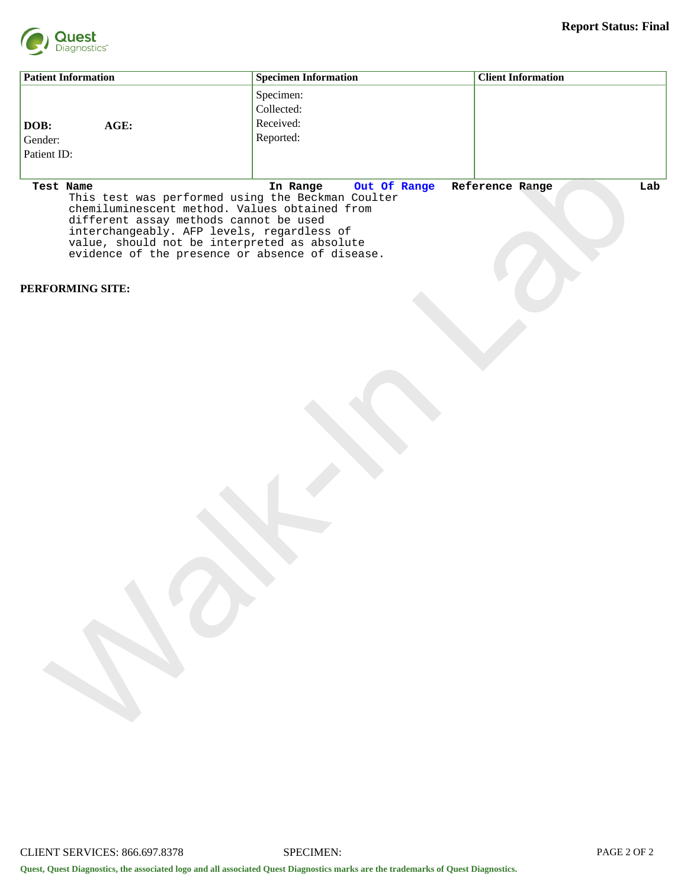**Report Status: Final**

| Patient Information | Specimen Information | Client Information |
|---|---|---|
| **DOB:** **AGE:**<br>Gender:<br>Patient ID: | Specimen:<br>Collected:<br>Received:<br>Reported: | |

| Test Name | In Range | Out Of Range | Reference Range | Lab |
|---|---|---|---|---|

This test was performed using the Beckman Coulter chemiluminescent method. Values obtained from different assay methods cannot be used interchangeably. AFP levels, regardless of value, should not be interpreted as absolute evidence of the presence or absence of disease.

**PERFORMING SITE:**

CLIENT SERVICES: 866.697.8378 SPECIMEN:

**Quest, Quest Diagnostics, the associated logo and all associated Quest Diagnostics marks are the trademarks of Quest Diagnostics.**